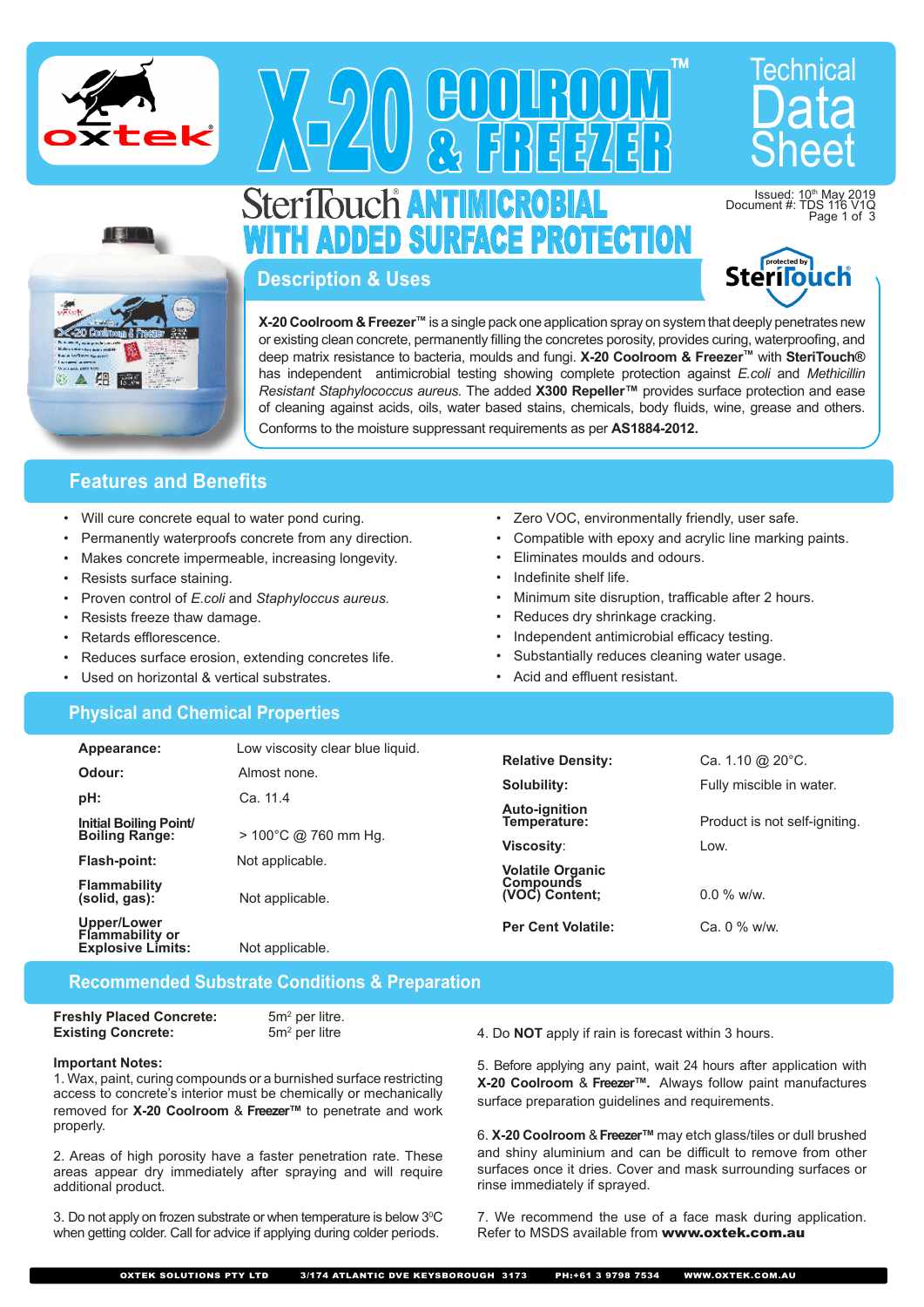# X-20 COOLROOM™ & FREEZER

Technical Data Sheet

## SteriTouch® ANTIMICROBIAL WITH ADDED SURFACE PROTECTION

Issued: 10th May 2019
Document #: TDS 116 V1Q

## Description & Uses

**X-20 Coolroom & Freezer™** is a single pack one application spray on system that deeply penetrates new or existing clean concrete, permanently filling the concretes porosity, provides curing, waterproofing, and deep matrix resistance to bacteria, moulds and fungi. **X-20 Coolroom & Freezer™** with **SteriTouch®** has independent antimicrobial testing showing complete protection against *E.coli* and *Methicillin Resistant Staphylococcus aureus.* The added **X300 Repeller™** provides surface protection and ease of cleaning against acids, oils, water based stains, chemicals, body fluids, wine, grease and others.

Conforms to the moisture suppressant requirements as per **AS1884-2012.**

## Features and Benefits

- Will cure concrete equal to water pond curing.
- Permanently waterproofs concrete from any direction.
- Makes concrete impermeable, increasing longevity.
- Resists surface staining.
- Proven control of *E.coli* and *Staphyloccus aureus.*
- Resists freeze thaw damage.
- Retards efflorescence.
- Reduces surface erosion, extending concretes life.
- Used on horizontal & vertical substrates.
- Zero VOC, environmentally friendly, user safe.
- Compatible with epoxy and acrylic line marking paints.
- Eliminates moulds and odours.
- Indefinite shelf life.
- Minimum site disruption, trafficable after 2 hours.
- Reduces dry shrinkage cracking.
- Independent antimicrobial efficacy testing.
- Substantially reduces cleaning water usage.
- Acid and effluent resistant.

## Physical and Chemical Properties

| Property | Value |
|---|---|
| **Appearance:** | Low viscosity clear blue liquid. |
| **Odour:** | Almost none. |
| **pH:** | Ca. 11.4 |
| **Initial Boiling Point/ Boiling Range:** | > 100°C @ 760 mm Hg. |
| **Flash-point:** | Not applicable. |
| **Flammability (solid, gas):** | Not applicable. |
| **Upper/Lower Flammability or Explosive Limits:** | Not applicable. |
| **Relative Density:** | Ca. 1.10 @ 20°C. |
| **Solubility:** | Fully miscible in water. |
| **Auto-ignition Temperature:** | Product is not self-igniting. |
| **Viscosity:** | Low. |
| **Volatile Organic Compounds (VOC) Content;** | 0.0 % w/w. |
| **Per Cent Volatile:** | Ca. 0 % w/w. |

## Recommended Substrate Conditions & Preparation

| | |
|---|---|
| **Freshly Placed Concrete:** | 5m² per litre. |
| **Existing Concrete:** | 5m² per litre |

**Important Notes:**

1. Wax, paint, curing compounds or a burnished surface restricting access to concrete's interior must be chemically or mechanically removed for **X-20 Coolroom** & **Freezer™** to penetrate and work properly.

2. Areas of high porosity have a faster penetration rate. These areas appear dry immediately after spraying and will require additional product.

3. Do not apply on frozen substrate or when temperature is below 3°C when getting colder. Call for advice if applying during colder periods.

4. Do **NOT** apply if rain is forecast within 3 hours.

5. Before applying any paint, wait 24 hours after application with **X-20 Coolroom** & **Freezer™.** Always follow paint manufactures surface preparation guidelines and requirements.

6. **X-20 Coolroom** & **Freezer™** may etch glass/tiles or dull brushed and shiny aluminium and can be difficult to remove from other surfaces once it dries. Cover and mask surrounding surfaces or rinse immediately if sprayed.

7. We recommend the use of a face mask during application. Refer to MSDS available from **www.oxtek.com.au**

OXTEK SOLUTIONS PTY LTD 3/174 ATLANTIC DVE KEYSBOROUGH 3173 PH:+61 3 9798 7534 WWW.OXTEK.COM.AU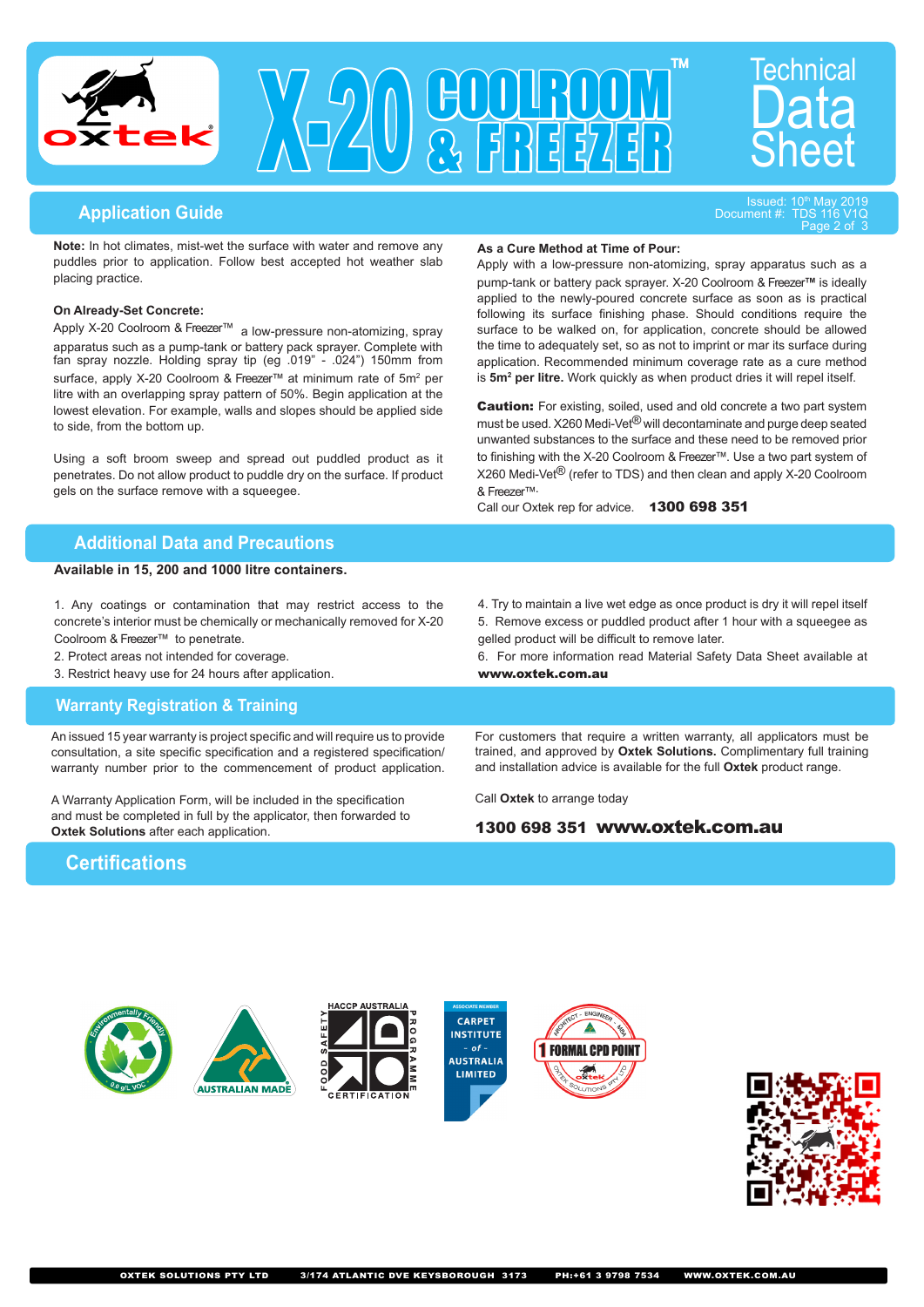# X-20 COOLROOM & FREEZER™ Technical Data Sheet

Issued: 10th May 2019
Document #: TDS 116 V1Q

## Application Guide

**Note:** In hot climates, mist-wet the surface with water and remove any puddles prior to application. Follow best accepted hot weather slab placing practice.

**On Already-Set Concrete:**
Apply X-20 Coolroom & Freezer™ a low-pressure non-atomizing, spray apparatus such as a pump-tank or battery pack sprayer. Complete with fan spray nozzle. Holding spray tip (eg .019" - .024") 150mm from surface, apply X-20 Coolroom & Freezer™ at minimum rate of 5m² per litre with an overlapping spray pattern of 50%. Begin application at the lowest elevation. For example, walls and slopes should be applied side to side, from the bottom up.

Using a soft broom sweep and spread out puddled product as it penetrates. Do not allow product to puddle dry on the surface. If product gels on the surface remove with a squeegee.

**As a Cure Method at Time of Pour:**
Apply with a low-pressure non-atomizing, spray apparatus such as a pump-tank or battery pack sprayer. X-20 Coolroom & Freezer™ is ideally applied to the newly-poured concrete surface as soon as is practical following its surface finishing phase. Should conditions require the surface to be walked on, for application, concrete should be allowed the time to adequately set, so as not to imprint or mar its surface during application. Recommended minimum coverage rate as a cure method is **5m² per litre.** Work quickly as when product dries it will repel itself.

**Caution:** For existing, soiled, used and old concrete a two part system must be used. X260 Medi-Vet® will decontaminate and purge deep seated unwanted substances to the surface and these need to be removed prior to finishing with the X-20 Coolroom & Freezer™. Use a two part system of X260 Medi-Vet® (refer to TDS) and then clean and apply X-20 Coolroom & Freezer™.
Call our Oxtek rep for advice. **1300 698 351**

## Additional Data and Precautions

**Available in 15, 200 and 1000 litre containers.**

1. Any coatings or contamination that may restrict access to the concrete's interior must be chemically or mechanically removed for X-20 Coolroom & Freezer™ to penetrate.
2. Protect areas not intended for coverage.
3. Restrict heavy use for 24 hours after application.
4. Try to maintain a live wet edge as once product is dry it will repel itself
5. Remove excess or puddled product after 1 hour with a squeegee as gelled product will be difficult to remove later.
6. For more information read Material Safety Data Sheet available at **www.oxtek.com.au**

## Warranty Registration & Training

An issued 15 year warranty is project specific and will require us to provide consultation, a site specific specification and a registered specification/warranty number prior to the commencement of product application.

A Warranty Application Form, will be included in the specification and must be completed in full by the applicator, then forwarded to **Oxtek Solutions** after each application.

For customers that require a written warranty, all applicators must be trained, and approved by **Oxtek Solutions.** Complimentary full training and installation advice is available for the full **Oxtek** product range.

Call **Oxtek** to arrange today

**1300 698 351 www.oxtek.com.au**

## Certifications

Environmentally Friendly 0.0 g/L VOC · Australian Made · HACCP Australia Food Safety Programme Certification · Associate Member Carpet Institute of Australia Limited · 1 Formal CPD Point

OXTEK SOLUTIONS PTY LTD 3/174 ATLANTIC DVE KEYSBOROUGH 3173 PH:+61 3 9798 7534 WWW.OXTEK.COM.AU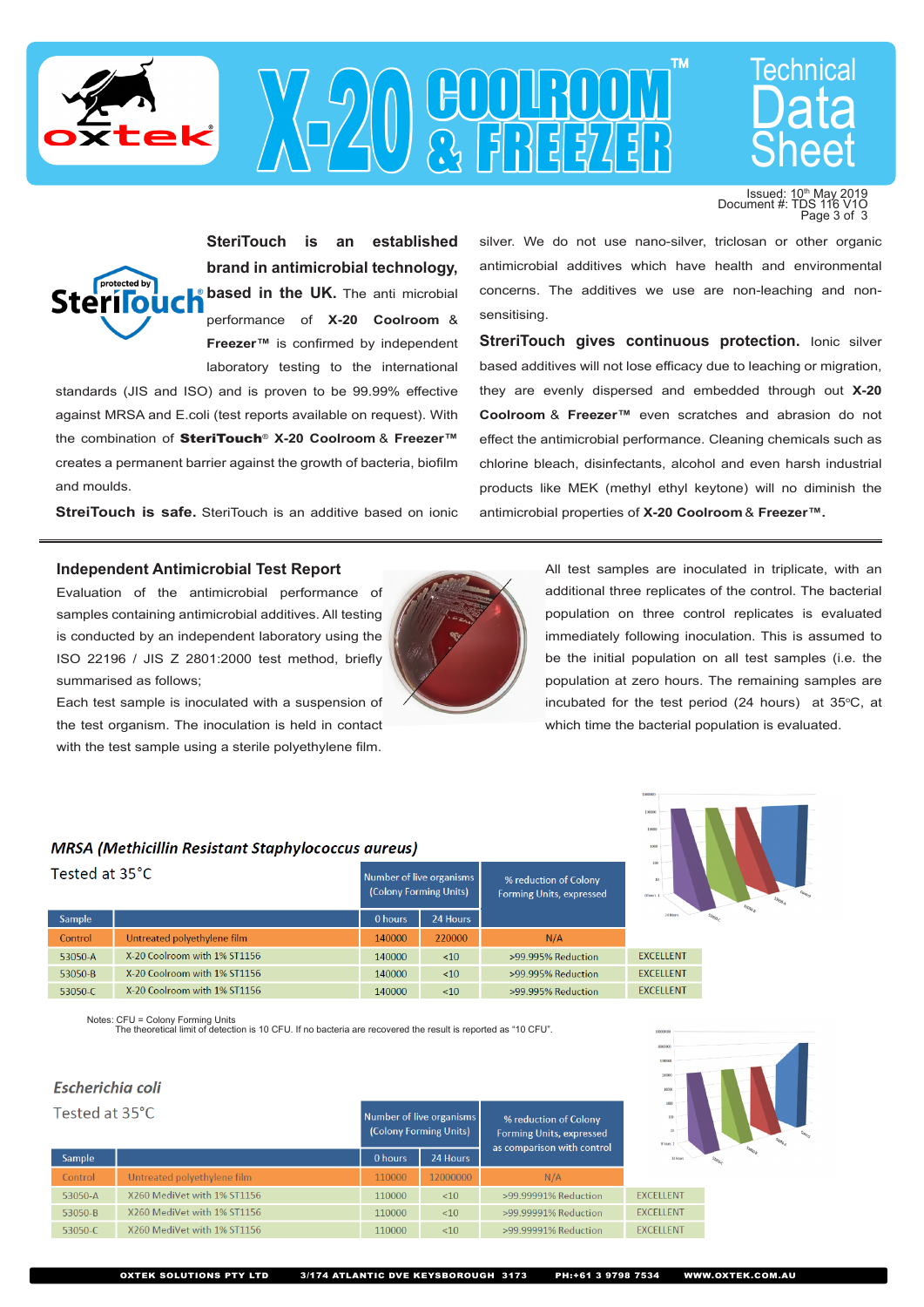# X-20 COOLROOM & FREEZER™ Technical Data Sheet

Issued: 10th May 2019
Document #: TDS 116 V1O

**SteriTouch is an established brand in antimicrobial technology, based in the UK.** The anti microbial performance of **X-20 Coolroom & Freezer™** is confirmed by independent laboratory testing to the international standards (JIS and ISO) and is proven to be 99.99% effective against MRSA and E.coli (test reports available on request). With the combination of **SteriTouch® X-20 Coolroom & Freezer™** creates a permanent barrier against the growth of bacteria, biofilm and moulds.

**StreiTouch is safe.** SteriTouch is an additive based on ionic silver. We do not use nano-silver, triclosan or other organic antimicrobial additives which have health and environmental concerns. The additives we use are non-leaching and non-sensitising.

**StreriTouch gives continuous protection.** Ionic silver based additives will not lose efficacy due to leaching or migration, they are evenly dispersed and embedded through out **X-20 Coolroom & Freezer™** even scratches and abrasion do not effect the antimicrobial performance. Cleaning chemicals such as chlorine bleach, disinfectants, alcohol and even harsh industrial products like MEK (methyl ethyl keytone) will no diminish the antimicrobial properties of **X-20 Coolroom & Freezer™.**

## Independent Antimicrobial Test Report

Evaluation of the antimicrobial performance of samples containing antimicrobial additives. All testing is conducted by an independent laboratory using the ISO 22196 / JIS Z 2801:2000 test method, briefly summarised as follows;

Each test sample is inoculated with a suspension of the test organism. The inoculation is held in contact with the test sample using a sterile polyethylene film.

All test samples are inoculated in triplicate, with an additional three replicates of the control. The bacterial population on three control replicates is evaluated immediately following inoculation. This is assumed to be the initial population on all test samples (i.e. the population at zero hours. The remaining samples are incubated for the test period (24 hours) at 35°C, at which time the bacterial population is evaluated.

### *MRSA (Methicillin Resistant Staphylococcus aureus)*

Tested at 35°C

| Sample | | Number of live organisms (Colony Forming Units) 0 hours | 24 Hours | % reduction of Colony Forming Units, expressed | |
|---|---|---|---|---|---|
| Control | Untreated polyethylene film | 140000 | 220000 | N/A | |
| 53050-A | X-20 Coolroom with 1% ST1156 | 140000 | <10 | >99.995% Reduction | EXCELLENT |
| 53050-B | X-20 Coolroom with 1% ST1156 | 140000 | <10 | >99.995% Reduction | EXCELLENT |
| 53050-C | X-20 Coolroom with 1% ST1156 | 140000 | <10 | >99.995% Reduction | EXCELLENT |

Notes: CFU = Colony Forming Units
The theoretical limit of detection is 10 CFU. If no bacteria are recovered the result is reported as "10 CFU".

### *Escherichia coli*

Tested at 35°C

| Sample | | Number of live organisms (Colony Forming Units) 0 hours | 24 Hours | % reduction of Colony Forming Units, expressed as comparison with control | |
|---|---|---|---|---|---|
| Control | Untreated polyethylene film | 110000 | 12000000 | N/A | |
| 53050-A | X260 MediVet with 1% ST1156 | 110000 | <10 | >99.99991% Reduction | EXCELLENT |
| 53050-B | X260 MediVet with 1% ST1156 | 110000 | <10 | >99.99991% Reduction | EXCELLENT |
| 53050-C | X260 MediVet with 1% ST1156 | 110000 | <10 | >99.99991% Reduction | EXCELLENT |

OXTEK SOLUTIONS PTY LTD 3/174 ATLANTIC DVE KEYSBOROUGH 3173 PH:+61 3 9798 7534 WWW.OXTEK.COM.AU